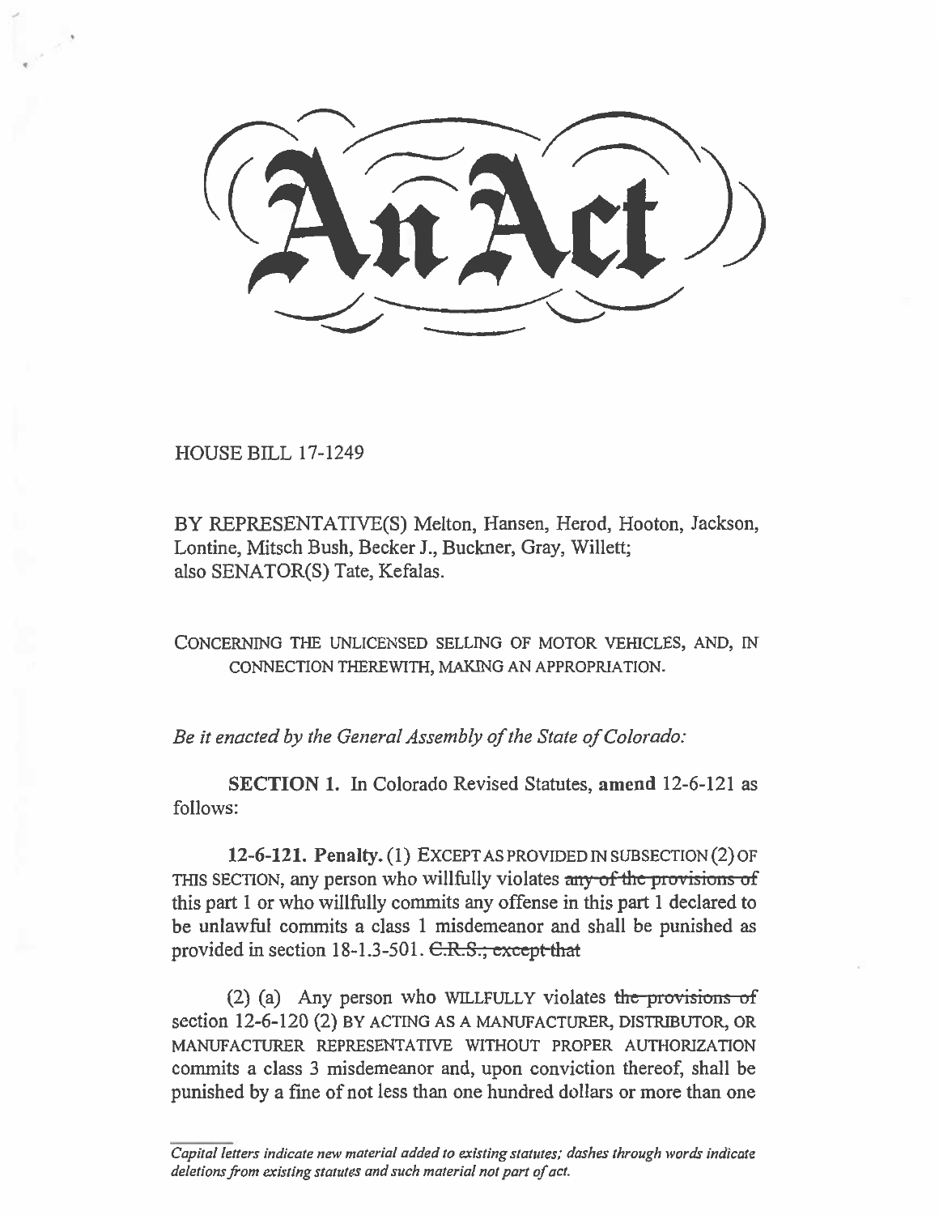# An Act

HOUSE BILL 17-1249

BY REPRESENTATIVE(S) Melton, Hansen, Herod, Hooton, Jackson, Lontine, Mitsch Bush, Becker J., Buckner, Gray, Willett;
also SENATOR(S) Tate, Kefalas.

CONCERNING THE UNLICENSED SELLING OF MOTOR VEHICLES, AND, IN CONNECTION THEREWITH, MAKING AN APPROPRIATION.

*Be it enacted by the General Assembly of the State of Colorado:*

**SECTION 1.** In Colorado Revised Statutes, **amend** 12-6-121 as follows:

**12-6-121. Penalty.** (1) EXCEPT AS PROVIDED IN SUBSECTION (2) OF THIS SECTION, any person who willfully violates ~~any of the provisions of~~ this part 1 or who willfully commits any offense in this part 1 declared to be unlawful commits a class 1 misdemeanor and shall be punished as provided in section 18-1.3-501. ~~C.R.S.; except that~~

(2) (a) Any person who WILLFULLY violates ~~the provisions of~~ section 12-6-120 (2) BY ACTING AS A MANUFACTURER, DISTRIBUTOR, OR MANUFACTURER REPRESENTATIVE WITHOUT PROPER AUTHORIZATION commits a class 3 misdemeanor and, upon conviction thereof, shall be punished by a fine of not less than one hundred dollars or more than one

*Capital letters indicate new material added to existing statutes; dashes through words indicate deletions from existing statutes and such material not part of act.*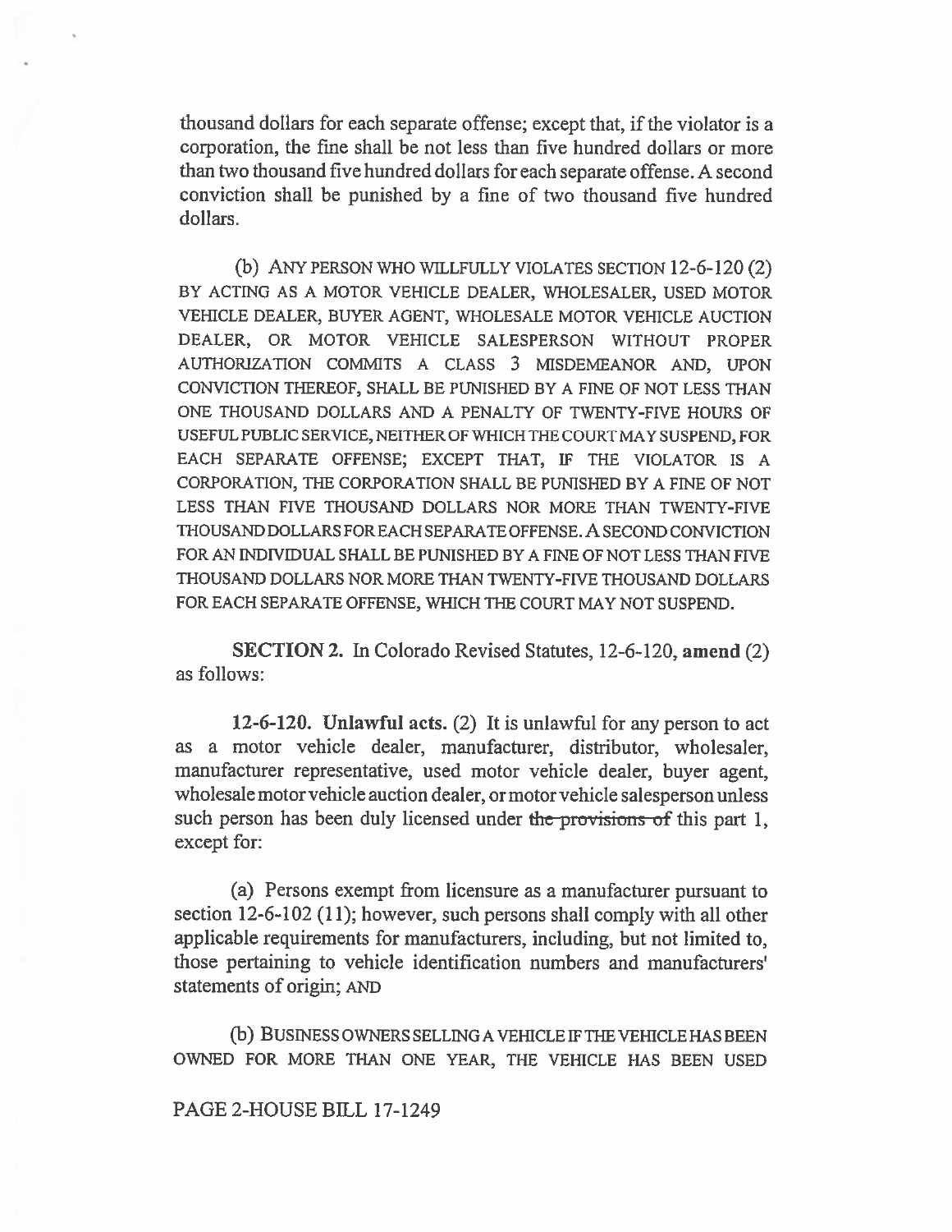thousand dollars for each separate offense; except that, if the violator is a corporation, the fine shall be not less than five hundred dollars or more than two thousand five hundred dollars for each separate offense. A second conviction shall be punished by a fine of two thousand five hundred dollars.

(b) ANY PERSON WHO WILLFULLY VIOLATES SECTION 12-6-120 (2) BY ACTING AS A MOTOR VEHICLE DEALER, WHOLESALER, USED MOTOR VEHICLE DEALER, BUYER AGENT, WHOLESALE MOTOR VEHICLE AUCTION DEALER, OR MOTOR VEHICLE SALESPERSON WITHOUT PROPER AUTHORIZATION COMMITS A CLASS 3 MISDEMEANOR AND, UPON CONVICTION THEREOF, SHALL BE PUNISHED BY A FINE OF NOT LESS THAN ONE THOUSAND DOLLARS AND A PENALTY OF TWENTY-FIVE HOURS OF USEFUL PUBLIC SERVICE, NEITHER OF WHICH THE COURT MAY SUSPEND, FOR EACH SEPARATE OFFENSE; EXCEPT THAT, IF THE VIOLATOR IS A CORPORATION, THE CORPORATION SHALL BE PUNISHED BY A FINE OF NOT LESS THAN FIVE THOUSAND DOLLARS NOR MORE THAN TWENTY-FIVE THOUSAND DOLLARS FOR EACH SEPARATE OFFENSE. A SECOND CONVICTION FOR AN INDIVIDUAL SHALL BE PUNISHED BY A FINE OF NOT LESS THAN FIVE THOUSAND DOLLARS NOR MORE THAN TWENTY-FIVE THOUSAND DOLLARS FOR EACH SEPARATE OFFENSE, WHICH THE COURT MAY NOT SUSPEND.

**SECTION 2.** In Colorado Revised Statutes, 12-6-120, **amend** (2) as follows:

**12-6-120. Unlawful acts.** (2) It is unlawful for any person to act as a motor vehicle dealer, manufacturer, distributor, wholesaler, manufacturer representative, used motor vehicle dealer, buyer agent, wholesale motor vehicle auction dealer, or motor vehicle salesperson unless such person has been duly licensed under ~~the provisions of~~ this part 1, except for:

(a) Persons exempt from licensure as a manufacturer pursuant to section 12-6-102 (11); however, such persons shall comply with all other applicable requirements for manufacturers, including, but not limited to, those pertaining to vehicle identification numbers and manufacturers' statements of origin; AND

(b) BUSINESS OWNERS SELLING A VEHICLE IF THE VEHICLE HAS BEEN OWNED FOR MORE THAN ONE YEAR, THE VEHICLE HAS BEEN USED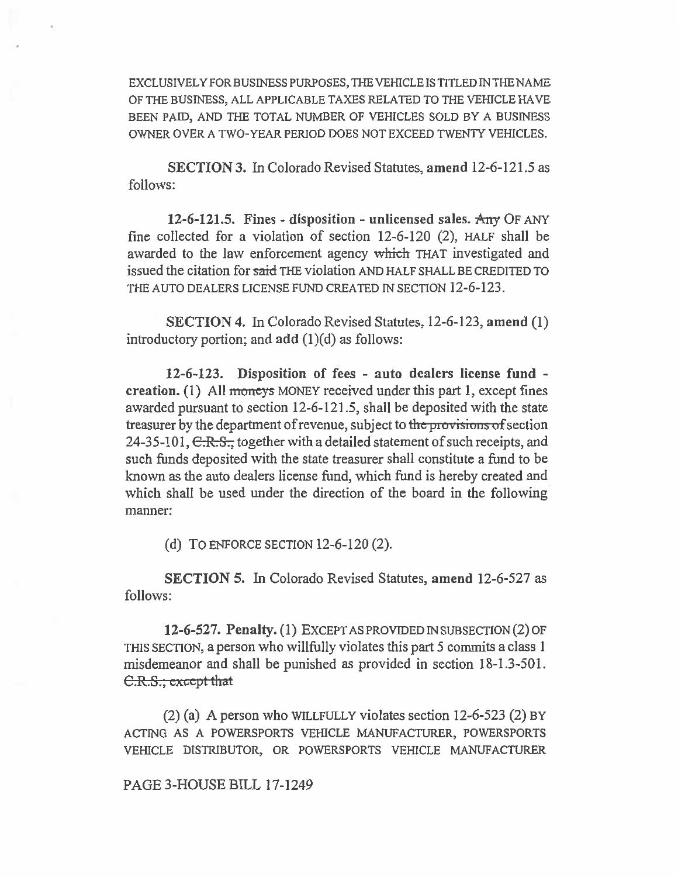EXCLUSIVELY FOR BUSINESS PURPOSES, THE VEHICLE IS TITLED IN THE NAME OF THE BUSINESS, ALL APPLICABLE TAXES RELATED TO THE VEHICLE HAVE BEEN PAID, AND THE TOTAL NUMBER OF VEHICLES SOLD BY A BUSINESS OWNER OVER A TWO-YEAR PERIOD DOES NOT EXCEED TWENTY VEHICLES.

**SECTION 3.** In Colorado Revised Statutes, **amend** 12-6-121.5 as follows:

**12-6-121.5. Fines - disposition - unlicensed sales.** ~~Any~~ OF ANY fine collected for a violation of section 12-6-120 (2), HALF shall be awarded to the law enforcement agency ~~which~~ THAT investigated and issued the citation for ~~said~~ THE violation AND HALF SHALL BE CREDITED TO THE AUTO DEALERS LICENSE FUND CREATED IN SECTION 12-6-123.

**SECTION 4.** In Colorado Revised Statutes, 12-6-123, **amend** (1) introductory portion; and **add** (1)(d) as follows:

**12-6-123. Disposition of fees - auto dealers license fund - creation.** (1) All ~~moneys~~ MONEY received under this part 1, except fines awarded pursuant to section 12-6-121.5, shall be deposited with the state treasurer by the department of revenue, subject to ~~the provisions of~~ section 24-35-101, ~~C.R.S.,~~ together with a detailed statement of such receipts, and such funds deposited with the state treasurer shall constitute a fund to be known as the auto dealers license fund, which fund is hereby created and which shall be used under the direction of the board in the following manner:

(d) TO ENFORCE SECTION 12-6-120 (2).

**SECTION 5.** In Colorado Revised Statutes, **amend** 12-6-527 as follows:

**12-6-527. Penalty.** (1) EXCEPT AS PROVIDED IN SUBSECTION (2) OF THIS SECTION, a person who willfully violates this part 5 commits a class 1 misdemeanor and shall be punished as provided in section 18-1.3-501. ~~C.R.S., except that~~

(2) (a) A person who WILLFULLY violates section 12-6-523 (2) BY ACTING AS A POWERSPORTS VEHICLE MANUFACTURER, POWERSPORTS VEHICLE DISTRIBUTOR, OR POWERSPORTS VEHICLE MANUFACTURER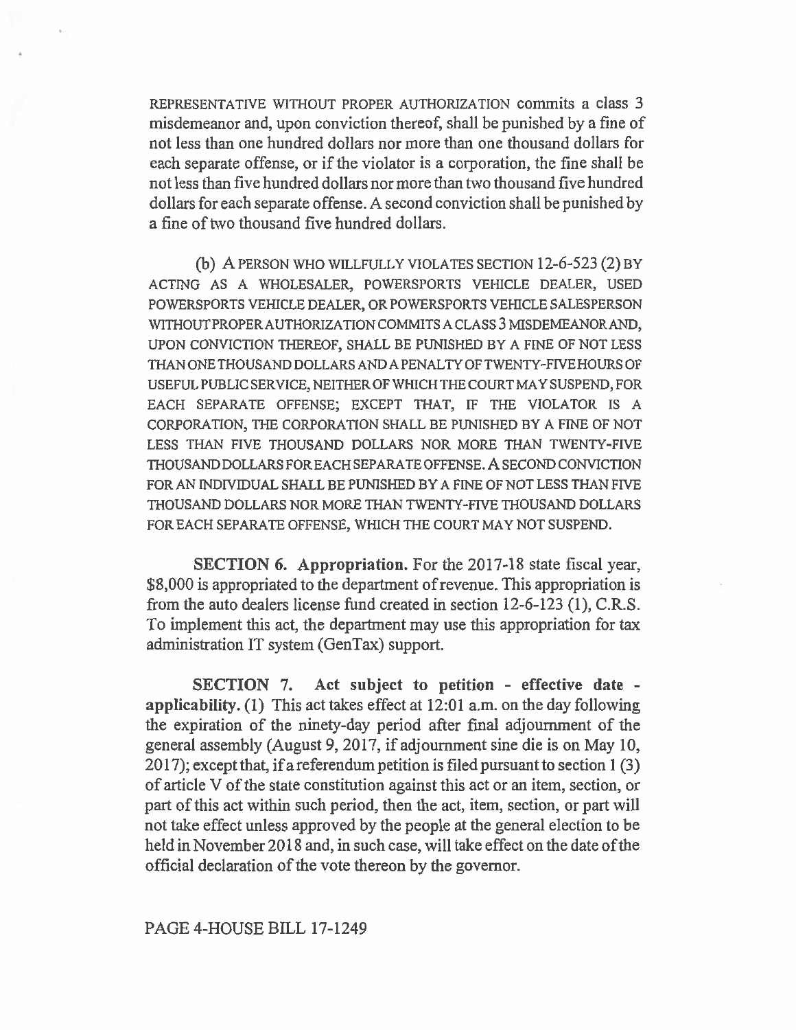REPRESENTATIVE WITHOUT PROPER AUTHORIZATION commits a class 3 misdemeanor and, upon conviction thereof, shall be punished by a fine of not less than one hundred dollars nor more than one thousand dollars for each separate offense, or if the violator is a corporation, the fine shall be not less than five hundred dollars nor more than two thousand five hundred dollars for each separate offense. A second conviction shall be punished by a fine of two thousand five hundred dollars.

(b) A PERSON WHO WILLFULLY VIOLATES SECTION 12-6-523 (2) BY ACTING AS A WHOLESALER, POWERSPORTS VEHICLE DEALER, USED POWERSPORTS VEHICLE DEALER, OR POWERSPORTS VEHICLE SALESPERSON WITHOUT PROPER AUTHORIZATION COMMITS A CLASS 3 MISDEMEANOR AND, UPON CONVICTION THEREOF, SHALL BE PUNISHED BY A FINE OF NOT LESS THAN ONE THOUSAND DOLLARS AND A PENALTY OF TWENTY-FIVE HOURS OF USEFUL PUBLIC SERVICE, NEITHER OF WHICH THE COURT MAY SUSPEND, FOR EACH SEPARATE OFFENSE; EXCEPT THAT, IF THE VIOLATOR IS A CORPORATION, THE CORPORATION SHALL BE PUNISHED BY A FINE OF NOT LESS THAN FIVE THOUSAND DOLLARS NOR MORE THAN TWENTY-FIVE THOUSAND DOLLARS FOR EACH SEPARATE OFFENSE. A SECOND CONVICTION FOR AN INDIVIDUAL SHALL BE PUNISHED BY A FINE OF NOT LESS THAN FIVE THOUSAND DOLLARS NOR MORE THAN TWENTY-FIVE THOUSAND DOLLARS FOR EACH SEPARATE OFFENSE, WHICH THE COURT MAY NOT SUSPEND.

**SECTION 6. Appropriation.** For the 2017-18 state fiscal year, $8,000 is appropriated to the department of revenue. This appropriation is from the auto dealers license fund created in section 12-6-123 (1), C.R.S. To implement this act, the department may use this appropriation for tax administration IT system (GenTax) support.

**SECTION 7. Act subject to petition - effective date - applicability.** (1) This act takes effect at 12:01 a.m. on the day following the expiration of the ninety-day period after final adjournment of the general assembly (August 9, 2017, if adjournment sine die is on May 10, 2017); except that, if a referendum petition is filed pursuant to section 1 (3) of article V of the state constitution against this act or an item, section, or part of this act within such period, then the act, item, section, or part will not take effect unless approved by the people at the general election to be held in November 2018 and, in such case, will take effect on the date of the official declaration of the vote thereon by the governor.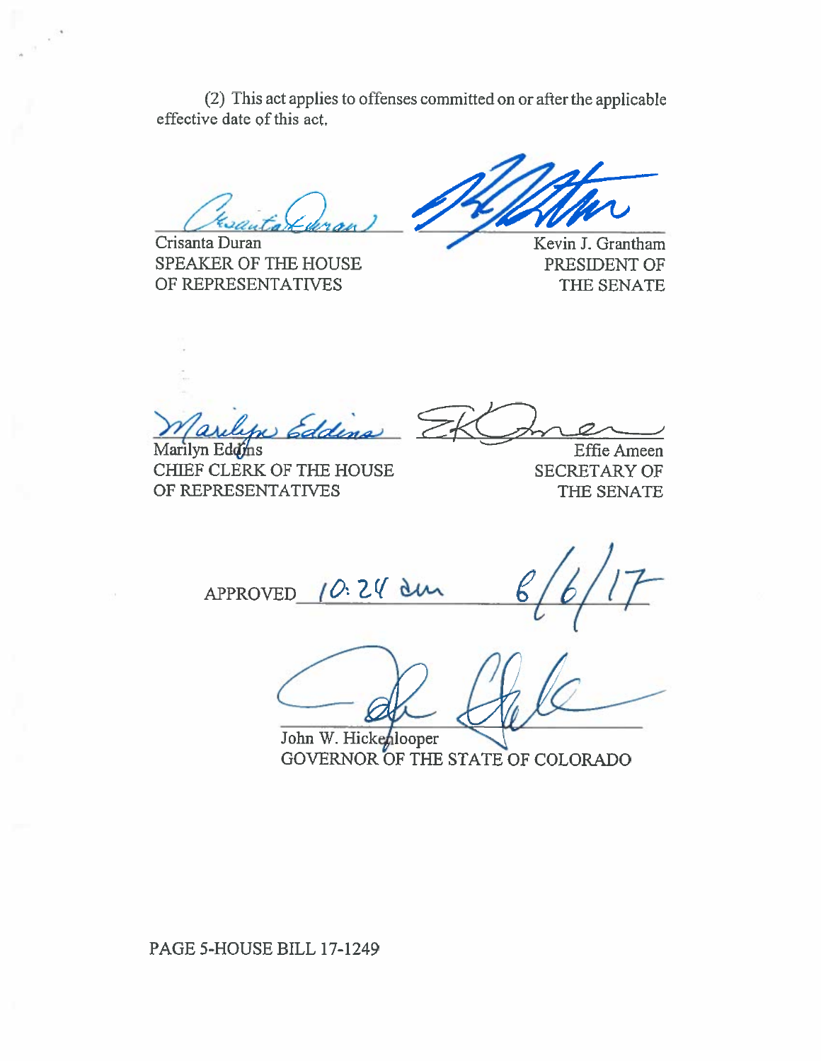(2) This act applies to offenses committed on or after the applicable effective date of this act.

Crisanta Duran
SPEAKER OF THE HOUSE
OF REPRESENTATIVES

Kevin J. Grantham
PRESIDENT OF
THE SENATE

Marilyn Eddins
CHIEF CLERK OF THE HOUSE
OF REPRESENTATIVES

Effie Ameen
SECRETARY OF
THE SENATE

APPROVED 10:24 am 6/6/17

John W. Hickenlooper
GOVERNOR OF THE STATE OF COLORADO

PAGE 5-HOUSE BILL 17-1249